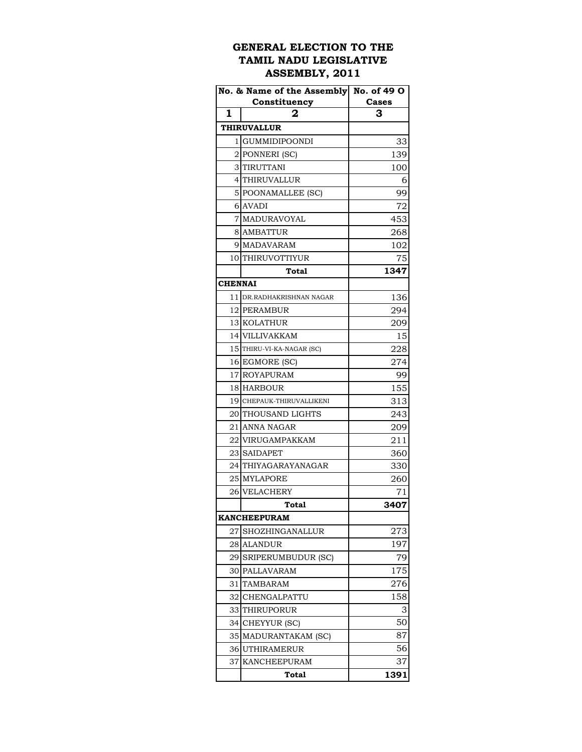# GENERAL ELECTION TO THE TAMIL NADU LEGISLATIVE ASSEMBLY, 2011

| No. & Name of the Assembly Constituency | | No. of 49 O Cases |
|---|---|---|
| 1 | 2 | 3 |
| **THIRUVALLUR** | | |
| 1 | GUMMIDIPOONDI | 33 |
| 2 | PONNERI (SC) | 139 |
| 3 | TIRUTTANI | 100 |
| 4 | THIRUVALLUR | 6 |
| 5 | POONAMALLEE (SC) | 99 |
| 6 | AVADI | 72 |
| 7 | MADURAVOYAL | 453 |
| 8 | AMBATTUR | 268 |
| 9 | MADAVARAM | 102 |
| 10 | THIRUVOTTIYUR | 75 |
| | **Total** | **1347** |
| **CHENNAI** | | |
| 11 | DR.RADHAKRISHNAN NAGAR | 136 |
| 12 | PERAMBUR | 294 |
| 13 | KOLATHUR | 209 |
| 14 | VILLIVAKKAM | 15 |
| 15 | THIRU-VI-KA-NAGAR (SC) | 228 |
| 16 | EGMORE (SC) | 274 |
| 17 | ROYAPURAM | 99 |
| 18 | HARBOUR | 155 |
| 19 | CHEPAUK-THIRUVALLIKENI | 313 |
| 20 | THOUSAND LIGHTS | 243 |
| 21 | ANNA NAGAR | 209 |
| 22 | VIRUGAMPAKKAM | 211 |
| 23 | SAIDAPET | 360 |
| 24 | THIYAGARAYANAGAR | 330 |
| 25 | MYLAPORE | 260 |
| 26 | VELACHERY | 71 |
| | **Total** | **3407** |
| **KANCHEEPURAM** | | |
| 27 | SHOZHINGANALLUR | 273 |
| 28 | ALANDUR | 197 |
| 29 | SRIPERUMBUDUR (SC) | 79 |
| 30 | PALLAVARAM | 175 |
| 31 | TAMBARAM | 276 |
| 32 | CHENGALPATTU | 158 |
| 33 | THIRUPORUR | 3 |
| 34 | CHEYYUR (SC) | 50 |
| 35 | MADURANTAKAM (SC) | 87 |
| 36 | UTHIRAMERUR | 56 |
| 37 | KANCHEEPURAM | 37 |
| | **Total** | **1391** |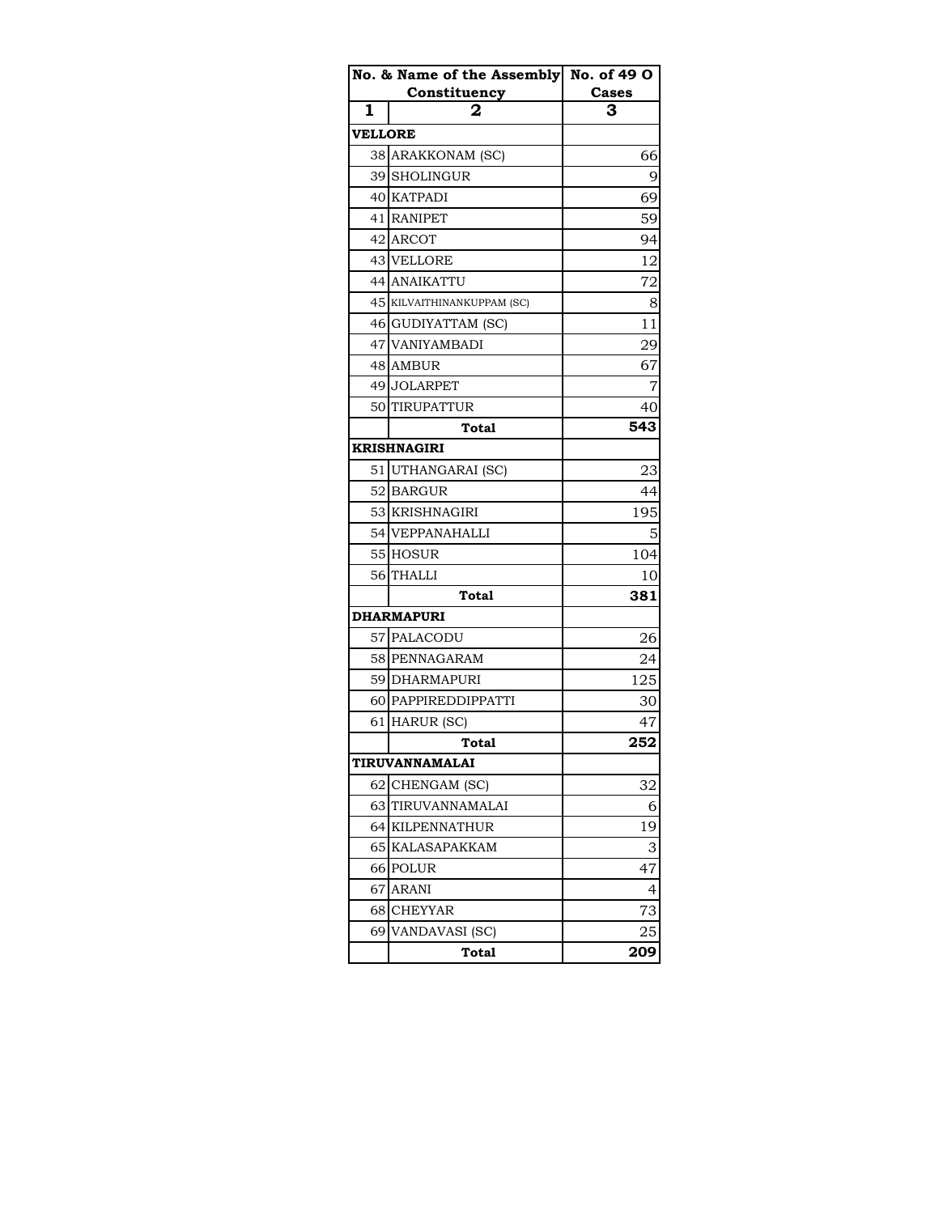| No. & Name of the Assembly Constituency | | No. of 49 O Cases |
|---|---|---|
| 1 | 2 | 3 |
| **VELLORE** | | |
| 38 | ARAKKONAM (SC) | 66 |
| 39 | SHOLINGUR | 9 |
| 40 | KATPADI | 69 |
| 41 | RANIPET | 59 |
| 42 | ARCOT | 94 |
| 43 | VELLORE | 12 |
| 44 | ANAIKATTU | 72 |
| 45 | KILVAITHINANKUPPAM (SC) | 8 |
| 46 | GUDIYATTAM (SC) | 11 |
| 47 | VANIYAMBADI | 29 |
| 48 | AMBUR | 67 |
| 49 | JOLARPET | 7 |
| 50 | TIRUPATTUR | 40 |
| | **Total** | **543** |
| **KRISHNAGIRI** | | |
| 51 | UTHANGARAI (SC) | 23 |
| 52 | BARGUR | 44 |
| 53 | KRISHNAGIRI | 195 |
| 54 | VEPPANAHALLI | 5 |
| 55 | HOSUR | 104 |
| 56 | THALLI | 10 |
| | **Total** | **381** |
| **DHARMAPURI** | | |
| 57 | PALACODU | 26 |
| 58 | PENNAGARAM | 24 |
| 59 | DHARMAPURI | 125 |
| 60 | PAPPIREDDIPPATTI | 30 |
| 61 | HARUR (SC) | 47 |
| | **Total** | **252** |
| **TIRUVANNAMALAI** | | |
| 62 | CHENGAM (SC) | 32 |
| 63 | TIRUVANNAMALAI | 6 |
| 64 | KILPENNATHUR | 19 |
| 65 | KALASAPAKKAM | 3 |
| 66 | POLUR | 47 |
| 67 | ARANI | 4 |
| 68 | CHEYYAR | 73 |
| 69 | VANDAVASI (SC) | 25 |
| | **Total** | **209** |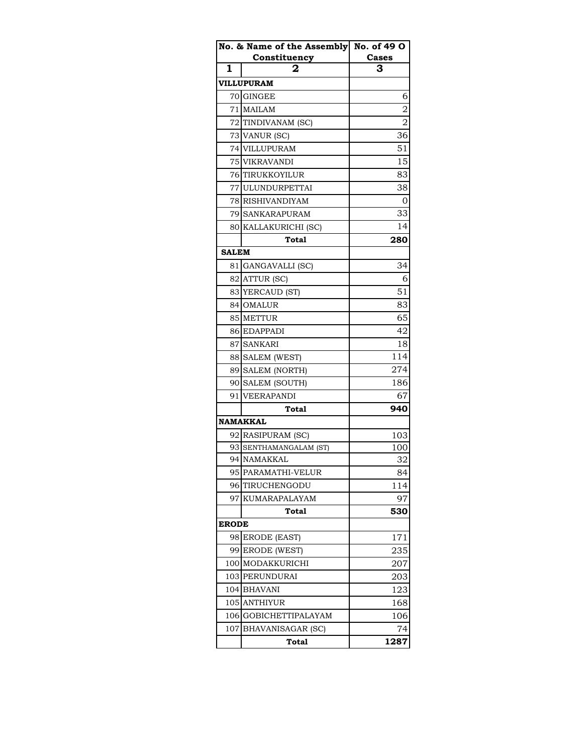| No. & Name of the Assembly Constituency | | No. of 49 O Cases |
|---|---|---|
| 1 | 2 | 3 |
| **VILLUPURAM** | | |
| 70 | GINGEE | 6 |
| 71 | MAILAM | 2 |
| 72 | TINDIVANAM (SC) | 2 |
| 73 | VANUR (SC) | 36 |
| 74 | VILLUPURAM | 51 |
| 75 | VIKRAVANDI | 15 |
| 76 | TIRUKKOYILUR | 83 |
| 77 | ULUNDURPETTAI | 38 |
| 78 | RISHIVANDIYAM | 0 |
| 79 | SANKARAPURAM | 33 |
| 80 | KALLAKURICHI (SC) | 14 |
| | **Total** | **280** |
| **SALEM** | | |
| 81 | GANGAVALLI (SC) | 34 |
| 82 | ATTUR (SC) | 6 |
| 83 | YERCAUD (ST) | 51 |
| 84 | OMALUR | 83 |
| 85 | METTUR | 65 |
| 86 | EDAPPADI | 42 |
| 87 | SANKARI | 18 |
| 88 | SALEM (WEST) | 114 |
| 89 | SALEM (NORTH) | 274 |
| 90 | SALEM (SOUTH) | 186 |
| 91 | VEERAPANDI | 67 |
| | **Total** | **940** |
| **NAMAKKAL** | | |
| 92 | RASIPURAM (SC) | 103 |
| 93 | SENTHAMANGALAM (ST) | 100 |
| 94 | NAMAKKAL | 32 |
| 95 | PARAMATHI-VELUR | 84 |
| 96 | TIRUCHENGODU | 114 |
| 97 | KUMARAPALAYAM | 97 |
| | **Total** | **530** |
| **ERODE** | | |
| 98 | ERODE (EAST) | 171 |
| 99 | ERODE (WEST) | 235 |
| 100 | MODAKKURICHI | 207 |
| 103 | PERUNDURAI | 203 |
| 104 | BHAVANI | 123 |
| 105 | ANTHIYUR | 168 |
| 106 | GOBICHETTIPALAYAM | 106 |
| 107 | BHAVANISAGAR (SC) | 74 |
| | **Total** | **1287** |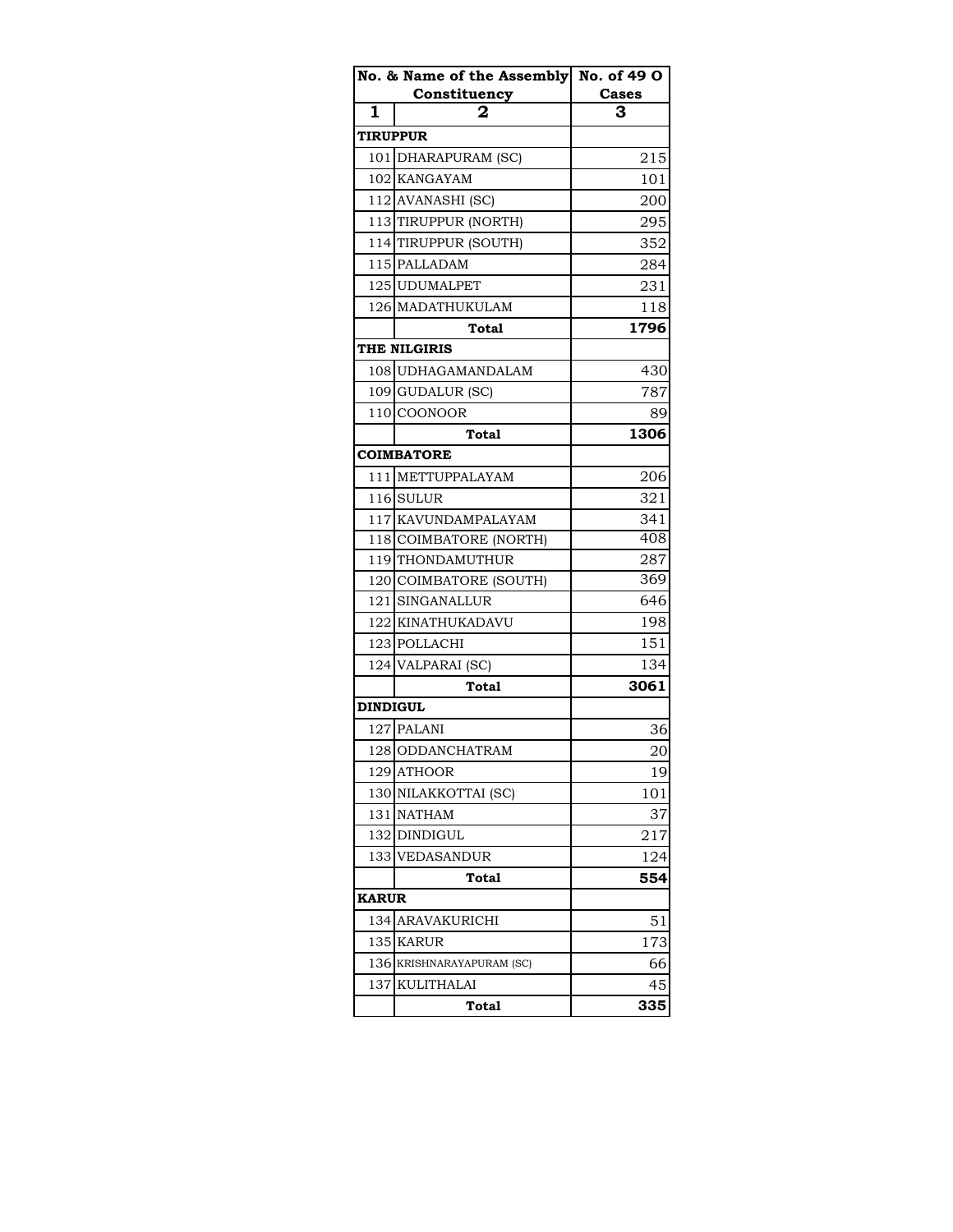| No. & Name of the Assembly Constituency | | No. of 49 O Cases |
|---|---|---|
| 1 | 2 | 3 |
| **TIRUPPUR** | | |
| 101 | DHARAPURAM (SC) | 215 |
| 102 | KANGAYAM | 101 |
| 112 | AVANASHI (SC) | 200 |
| 113 | TIRUPPUR (NORTH) | 295 |
| 114 | TIRUPPUR (SOUTH) | 352 |
| 115 | PALLADAM | 284 |
| 125 | UDUMALPET | 231 |
| 126 | MADATHUKULAM | 118 |
| | **Total** | **1796** |
| **THE NILGIRIS** | | |
| 108 | UDHAGAMANDALAM | 430 |
| 109 | GUDALUR (SC) | 787 |
| 110 | COONOOR | 89 |
| | **Total** | **1306** |
| **COIMBATORE** | | |
| 111 | METTUPPALAYAM | 206 |
| 116 | SULUR | 321 |
| 117 | KAVUNDAMPALAYAM | 341 |
| 118 | COIMBATORE (NORTH) | 408 |
| 119 | THONDAMUTHUR | 287 |
| 120 | COIMBATORE (SOUTH) | 369 |
| 121 | SINGANALLUR | 646 |
| 122 | KINATHUKADAVU | 198 |
| 123 | POLLACHI | 151 |
| 124 | VALPARAI (SC) | 134 |
| | **Total** | **3061** |
| **DINDIGUL** | | |
| 127 | PALANI | 36 |
| 128 | ODDANCHATRAM | 20 |
| 129 | ATHOOR | 19 |
| 130 | NILAKKOTTAI (SC) | 101 |
| 131 | NATHAM | 37 |
| 132 | DINDIGUL | 217 |
| 133 | VEDASANDUR | 124 |
| | **Total** | **554** |
| **KARUR** | | |
| 134 | ARAVAKURICHI | 51 |
| 135 | KARUR | 173 |
| 136 | KRISHNARAYAPURAM (SC) | 66 |
| 137 | KULITHALAI | 45 |
| | **Total** | **335** |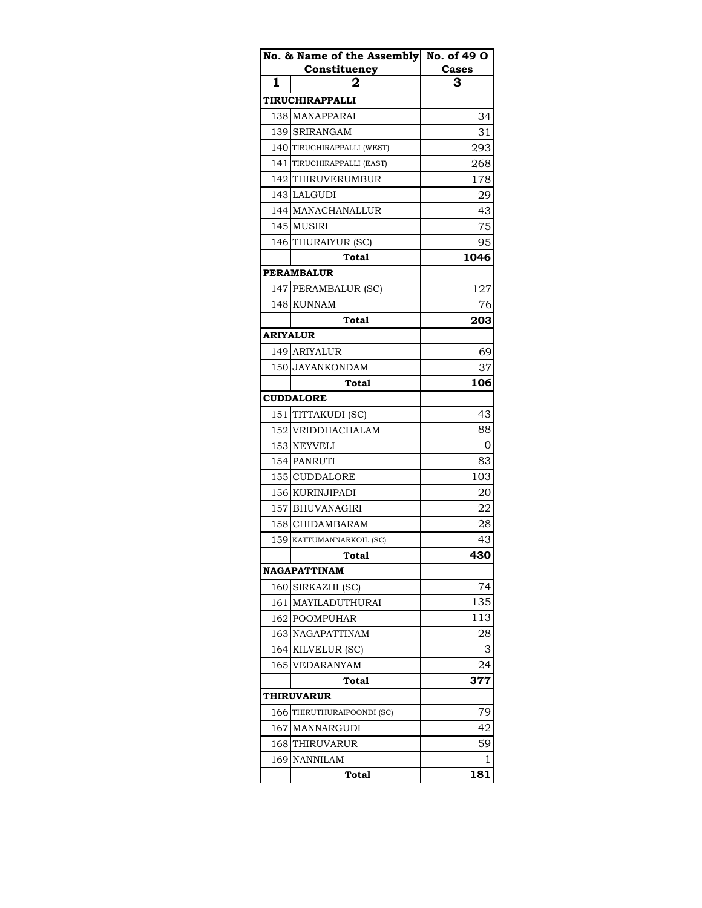| No. & Name of the Assembly Constituency | | No. of 49 O Cases |
|---|---|---|
| 1 | 2 | 3 |
| **TIRUCHIRAPPALLI** | | |
| 138 | MANAPPARAI | 34 |
| 139 | SRIRANGAM | 31 |
| 140 | TIRUCHIRAPPALLI (WEST) | 293 |
| 141 | TIRUCHIRAPPALLI (EAST) | 268 |
| 142 | THIRUVERUMBUR | 178 |
| 143 | LALGUDI | 29 |
| 144 | MANACHANALLUR | 43 |
| 145 | MUSIRI | 75 |
| 146 | THURAIYUR (SC) | 95 |
| | **Total** | **1046** |
| **PERAMBALUR** | | |
| 147 | PERAMBALUR (SC) | 127 |
| 148 | KUNNAM | 76 |
| | **Total** | **203** |
| **ARIYALUR** | | |
| 149 | ARIYALUR | 69 |
| 150 | JAYANKONDAM | 37 |
| | **Total** | **106** |
| **CUDDALORE** | | |
| 151 | TITTAKUDI (SC) | 43 |
| 152 | VRIDDHACHALAM | 88 |
| 153 | NEYVELI | 0 |
| 154 | PANRUTI | 83 |
| 155 | CUDDALORE | 103 |
| 156 | KURINJIPADI | 20 |
| 157 | BHUVANAGIRI | 22 |
| 158 | CHIDAMBARAM | 28 |
| 159 | KATTUMANNARKOIL (SC) | 43 |
| | **Total** | **430** |
| **NAGAPATTINAM** | | |
| 160 | SIRKAZHI (SC) | 74 |
| 161 | MAYILADUTHURAI | 135 |
| 162 | POOMPUHAR | 113 |
| 163 | NAGAPATTINAM | 28 |
| 164 | KILVELUR (SC) | 3 |
| 165 | VEDARANYAM | 24 |
| | **Total** | **377** |
| **THIRUVARUR** | | |
| 166 | THIRUTHURAIPOONDI (SC) | 79 |
| 167 | MANNARGUDI | 42 |
| 168 | THIRUVARUR | 59 |
| 169 | NANNILAM | 1 |
| | **Total** | **181** |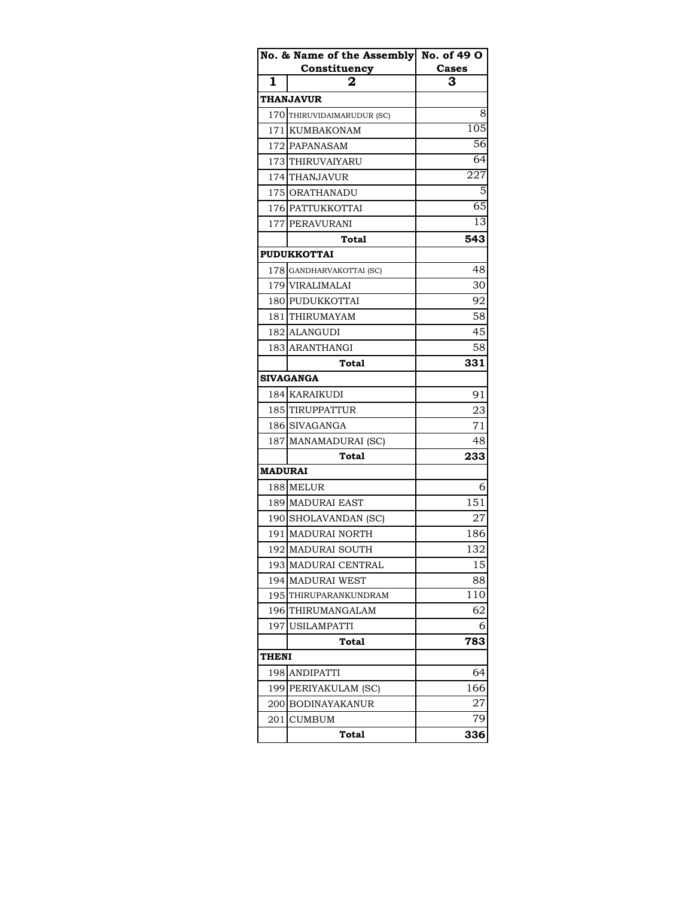| No. & Name of the Assembly Constituency | | No. of 49 O Cases |
|---|---|---|
| 1 | 2 | 3 |
| **THANJAVUR** | | |
| 170 | THIRUVIDAIMARUDUR (SC) | 8 |
| 171 | KUMBAKONAM | 105 |
| 172 | PAPANASAM | 56 |
| 173 | THIRUVAIYARU | 64 |
| 174 | THANJAVUR | 227 |
| 175 | ORATHANADU | 5 |
| 176 | PATTUKKOTTAI | 65 |
| 177 | PERAVURANI | 13 |
| | **Total** | **543** |
| **PUDUKKOTTAI** | | |
| 178 | GANDHARVAKOTTAI (SC) | 48 |
| 179 | VIRALIMALAI | 30 |
| 180 | PUDUKKOTTAI | 92 |
| 181 | THIRUMAYAM | 58 |
| 182 | ALANGUDI | 45 |
| 183 | ARANTHANGI | 58 |
| | **Total** | **331** |
| **SIVAGANGA** | | |
| 184 | KARAIKUDI | 91 |
| 185 | TIRUPPATTUR | 23 |
| 186 | SIVAGANGA | 71 |
| 187 | MANAMADURAI (SC) | 48 |
| | **Total** | **233** |
| **MADURAI** | | |
| 188 | MELUR | 6 |
| 189 | MADURAI EAST | 151 |
| 190 | SHOLAVANDAN (SC) | 27 |
| 191 | MADURAI NORTH | 186 |
| 192 | MADURAI SOUTH | 132 |
| 193 | MADURAI CENTRAL | 15 |
| 194 | MADURAI WEST | 88 |
| 195 | THIRUPARANKUNDRAM | 110 |
| 196 | THIRUMANGALAM | 62 |
| 197 | USILAMPATTI | 6 |
| | **Total** | **783** |
| **THENI** | | |
| 198 | ANDIPATTI | 64 |
| 199 | PERIYAKULAM (SC) | 166 |
| 200 | BODINAYAKANUR | 27 |
| 201 | CUMBUM | 79 |
| | **Total** | **336** |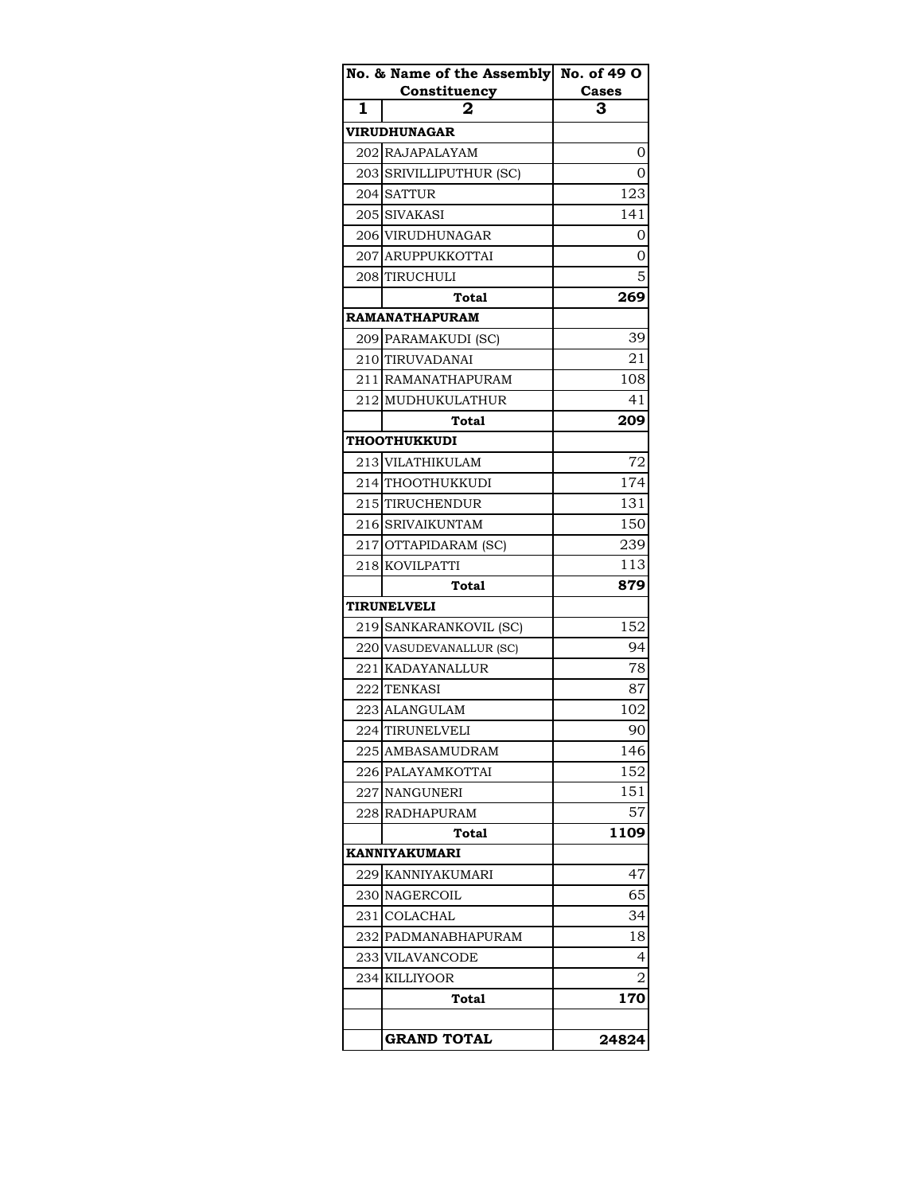| No. & Name of the Assembly Constituency | | No. of 49 O Cases |
|---|---|---|
| 1 | 2 | 3 |
| **VIRUDHUNAGAR** | | |
| 202 | RAJAPALAYAM | 0 |
| 203 | SRIVILLIPUTHUR (SC) | 0 |
| 204 | SATTUR | 123 |
| 205 | SIVAKASI | 141 |
| 206 | VIRUDHUNAGAR | 0 |
| 207 | ARUPPUKKOTTAI | 0 |
| 208 | TIRUCHULI | 5 |
| | **Total** | **269** |
| **RAMANATHAPURAM** | | |
| 209 | PARAMAKUDI (SC) | 39 |
| 210 | TIRUVADANAI | 21 |
| 211 | RAMANATHAPURAM | 108 |
| 212 | MUDHUKULATHUR | 41 |
| | **Total** | **209** |
| **THOOTHUKKUDI** | | |
| 213 | VILATHIKULAM | 72 |
| 214 | THOOTHUKKUDI | 174 |
| 215 | TIRUCHENDUR | 131 |
| 216 | SRIVAIKUNTAM | 150 |
| 217 | OTTAPIDARAM (SC) | 239 |
| 218 | KOVILPATTI | 113 |
| | **Total** | **879** |
| **TIRUNELVELI** | | |
| 219 | SANKARANKOVIL (SC) | 152 |
| 220 | VASUDEVANALLUR (SC) | 94 |
| 221 | KADAYANALLUR | 78 |
| 222 | TENKASI | 87 |
| 223 | ALANGULAM | 102 |
| 224 | TIRUNELVELI | 90 |
| 225 | AMBASAMUDRAM | 146 |
| 226 | PALAYAMKOTTAI | 152 |
| 227 | NANGUNERI | 151 |
| 228 | RADHAPURAM | 57 |
| | **Total** | **1109** |
| **KANNIYAKUMARI** | | |
| 229 | KANNIYAKUMARI | 47 |
| 230 | NAGERCOIL | 65 |
| 231 | COLACHAL | 34 |
| 232 | PADMANABHAPURAM | 18 |
| 233 | VILAVANCODE | 4 |
| 234 | KILLIYOOR | 2 |
| | **Total** | **170** |
| | | |
| | **GRAND TOTAL** | **24824** |